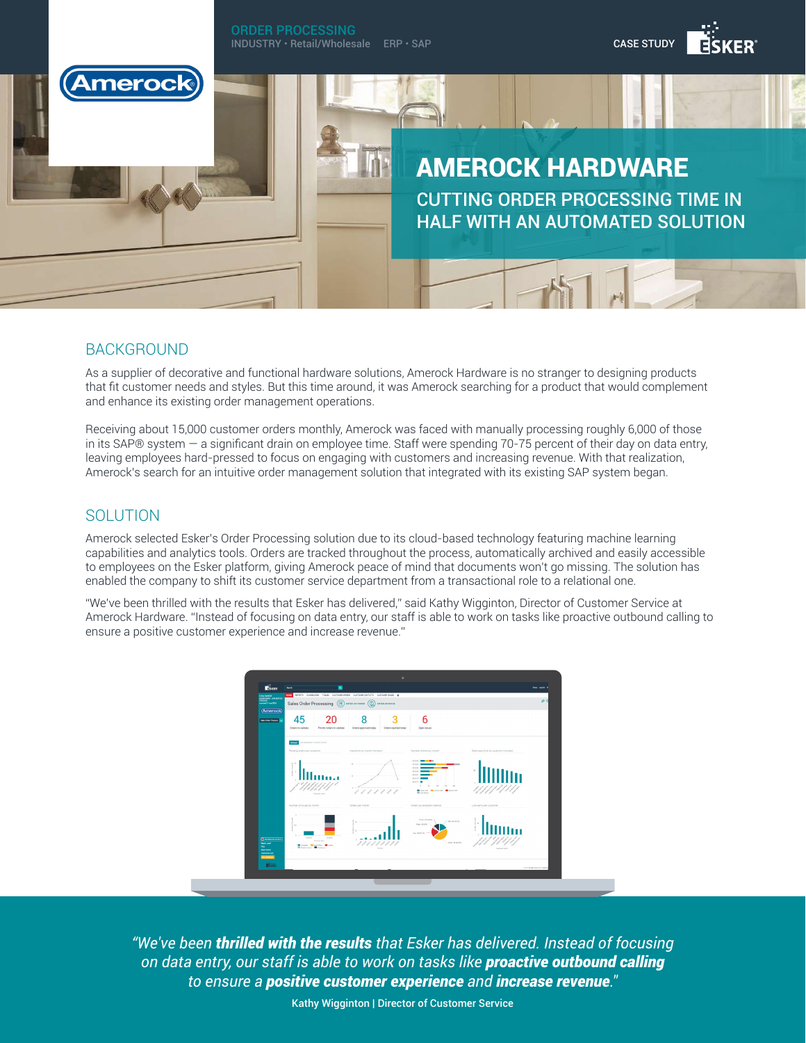ORDER PROCESSING
INDUSTRY • Retail/Wholesale ERP • SAP

CASE STUDY

# AMEROCK HARDWARE

## CUTTING ORDER PROCESSING TIME IN HALF WITH AN AUTOMATED SOLUTION

## BACKGROUND

As a supplier of decorative and functional hardware solutions, Amerock Hardware is no stranger to designing products that fit customer needs and styles. But this time around, it was Amerock searching for a product that would complement and enhance its existing order management operations.

Receiving about 15,000 customer orders monthly, Amerock was faced with manually processing roughly 6,000 of those in its SAP® system — a significant drain on employee time. Staff were spending 70-75 percent of their day on data entry, leaving employees hard-pressed to focus on engaging with customers and increasing revenue. With that realization, Amerock's search for an intuitive order management solution that integrated with its existing SAP system began.

## SOLUTION

Amerock selected Esker's Order Processing solution due to its cloud-based technology featuring machine learning capabilities and analytics tools. Orders are tracked throughout the process, automatically archived and easily accessible to employees on the Esker platform, giving Amerock peace of mind that documents won't go missing. The solution has enabled the company to shift its customer service department from a transactional role to a relational one.

"We've been thrilled with the results that Esker has delivered," said Kathy Wigginton, Director of Customer Service at Amerock Hardware. "Instead of focusing on data entry, our staff is able to work on tasks like proactive outbound calling to ensure a positive customer experience and increase revenue."

*"We've been **thrilled with the results** that Esker has delivered. Instead of focusing on data entry, our staff is able to work on tasks like **proactive outbound calling** to ensure a **positive customer experience** and **increase revenue**."*

Kathy Wigginton | Director of Customer Service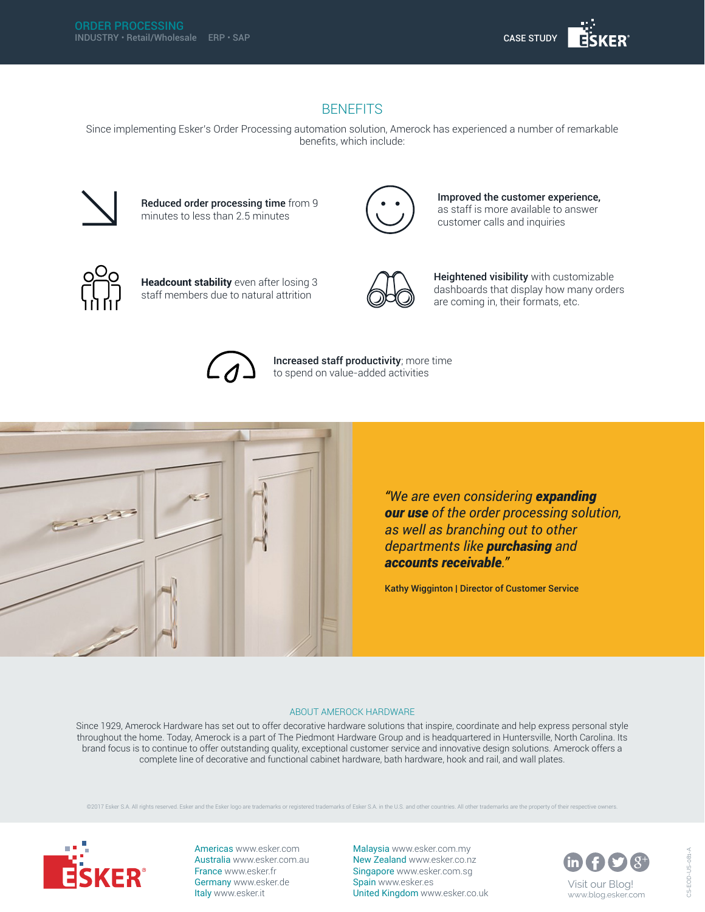## BENEFITS

Since implementing Esker's Order Processing automation solution, Amerock has experienced a number of remarkable benefits, which include:

- **Reduced order processing time** from 9 minutes to less than 2.5 minutes
- **Improved the customer experience,** as staff is more available to answer customer calls and inquiries
- **Headcount stability** even after losing 3 staff members due to natural attrition
- **Heightened visibility** with customizable dashboards that display how many orders are coming in, their formats, etc.
- **Increased staff productivity**; more time to spend on value-added activities

> *"We are even considering* ***expanding our use*** *of the order processing solution, as well as branching out to other departments like* ***purchasing*** *and* ***accounts receivable****."*
>
> **Kathy Wigginton | Director of Customer Service**

## ABOUT AMEROCK HARDWARE

Since 1929, Amerock Hardware has set out to offer decorative hardware solutions that inspire, coordinate and help express personal style throughout the home. Today, Amerock is a part of The Piedmont Hardware Group and is headquartered in Huntersville, North Carolina. Its brand focus is to continue to offer outstanding quality, exceptional customer service and innovative design solutions. Amerock offers a complete line of decorative and functional cabinet hardware, bath hardware, hook and rail, and wall plates.

©2017 Esker S.A. All rights reserved. Esker and the Esker logo are trademarks or registered trademarks of Esker S.A. in the U.S. and other countries. All other trademarks are the property of their respective owners.

Americas www.esker.com
Australia www.esker.com.au
France www.esker.fr
Germany www.esker.de
Italy www.esker.it
Malaysia www.esker.com.my
New Zealand www.esker.co.nz
Singapore www.esker.com.sg
Spain www.esker.es
United Kingdom www.esker.co.uk

Visit our Blog!
www.blog.esker.com

CS-EOD-US-081-A